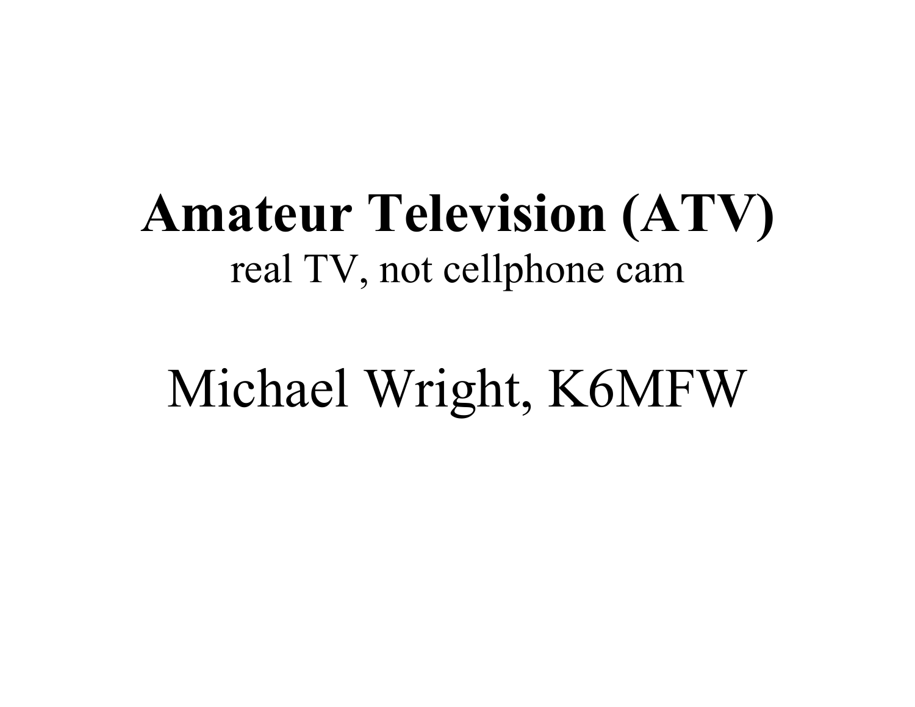# Amateur Television (ATV)

real TV, not cellphone cam

Michael Wright, K6MFW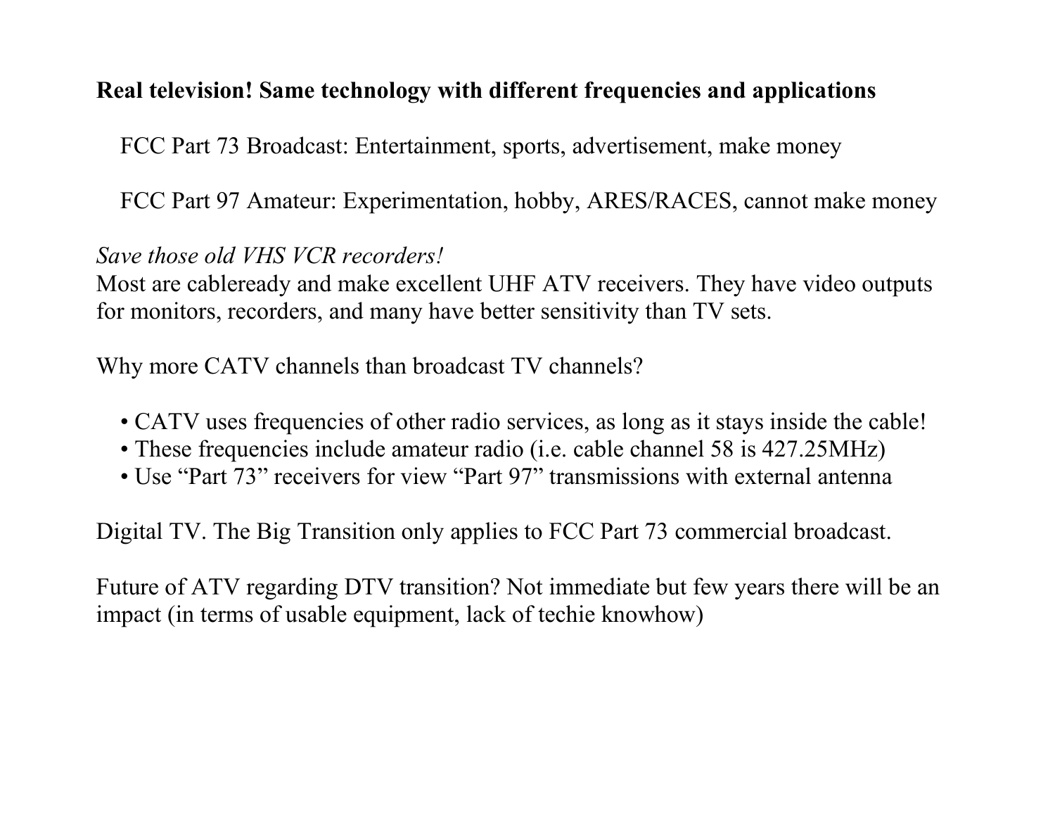**Real television! Same technology with different frequencies and applications**

FCC Part 73 Broadcast: Entertainment, sports, advertisement, make money

FCC Part 97 Amateur: Experimentation, hobby, ARES/RACES, cannot make money

*Save those old VHS VCR recorders!*
Most are cableready and make excellent UHF ATV receivers. They have video outputs for monitors, recorders, and many have better sensitivity than TV sets.

Why more CATV channels than broadcast TV channels?

- CATV uses frequencies of other radio services, as long as it stays inside the cable!
- These frequencies include amateur radio (i.e. cable channel 58 is 427.25MHz)
- Use “Part 73” receivers for view “Part 97” transmissions with external antenna

Digital TV. The Big Transition only applies to FCC Part 73 commercial broadcast.

Future of ATV regarding DTV transition? Not immediate but few years there will be an impact (in terms of usable equipment, lack of techie knowhow)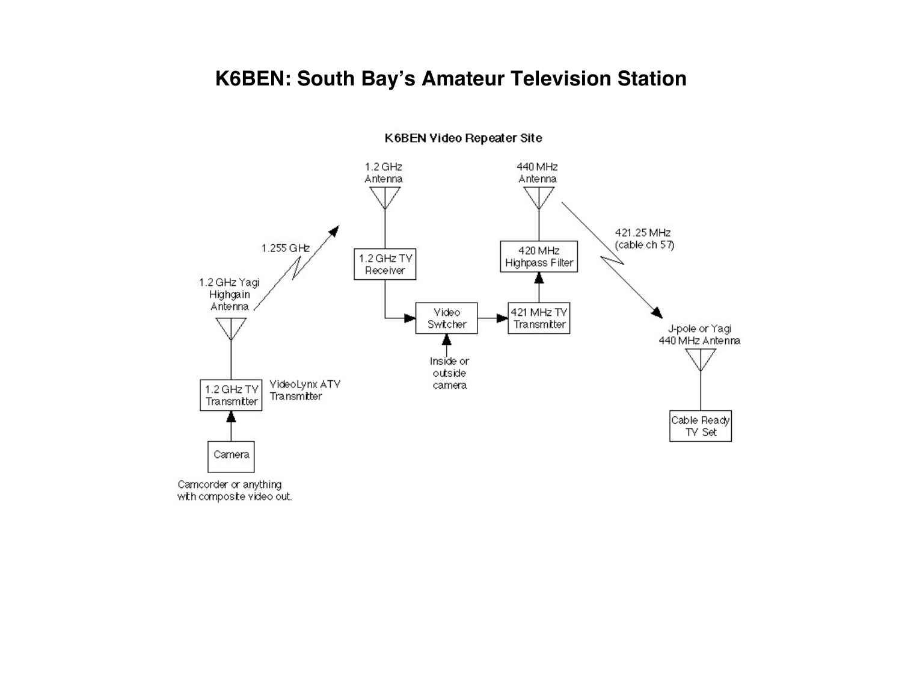# K6BEN: South Bay's Amateur Television Station

K6BEN Video Repeater Site

1.2 GHz Antenna

440 MHz Antenna

1.255 GHz

421.25 MHz (cable ch 57)

1.2 GHz TV Receiver

420 MHz Highpass Filter

1.2 GHz Yagi Highgain Antenna

Video Switcher

421 MHz TV Transmitter

J-pole or Yagi 440 MHz Antenna

Inside or outside camera

1.2 GHz TV Transmitter

VideoLynx ATV Transmitter

Cable Ready TV Set

Camera

Camcorder or anything with composite video out.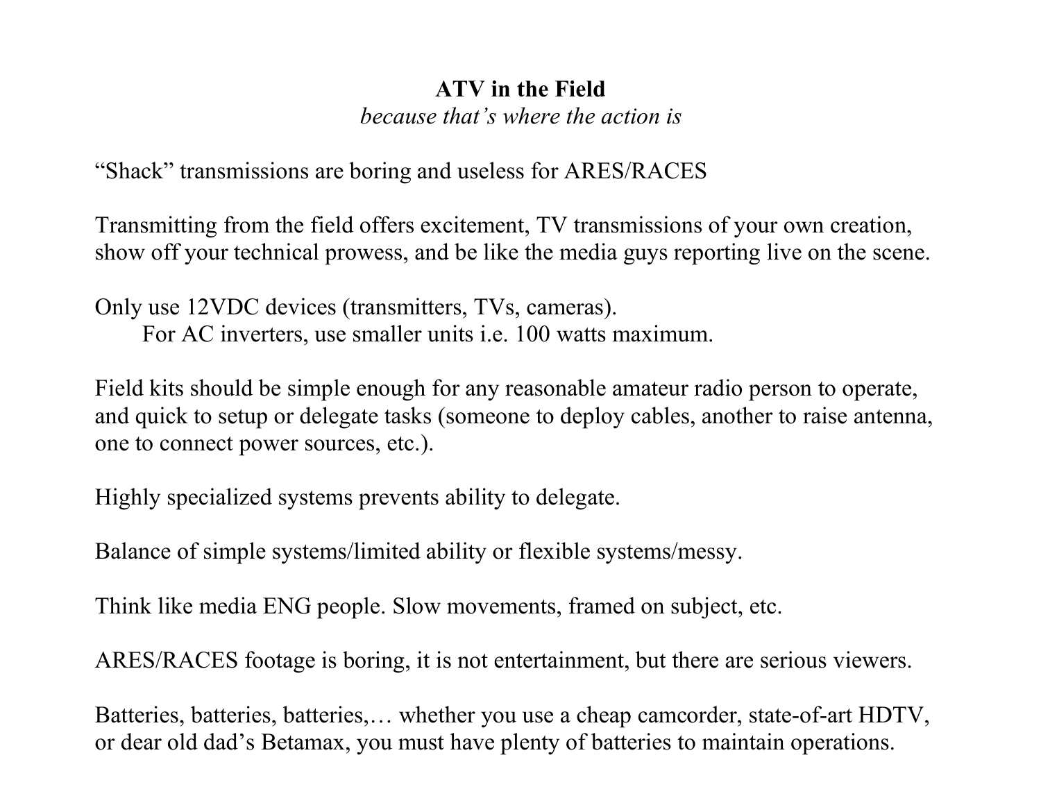## ATV in the Field

*because that's where the action is*

"Shack" transmissions are boring and useless for ARES/RACES

Transmitting from the field offers excitement, TV transmissions of your own creation, show off your technical prowess, and be like the media guys reporting live on the scene.

Only use 12VDC devices (transmitters, TVs, cameras).
For AC inverters, use smaller units i.e. 100 watts maximum.

Field kits should be simple enough for any reasonable amateur radio person to operate, and quick to setup or delegate tasks (someone to deploy cables, another to raise antenna, one to connect power sources, etc.).

Highly specialized systems prevents ability to delegate.

Balance of simple systems/limited ability or flexible systems/messy.

Think like media ENG people. Slow movements, framed on subject, etc.

ARES/RACES footage is boring, it is not entertainment, but there are serious viewers.

Batteries, batteries, batteries,… whether you use a cheap camcorder, state-of-art HDTV, or dear old dad's Betamax, you must have plenty of batteries to maintain operations.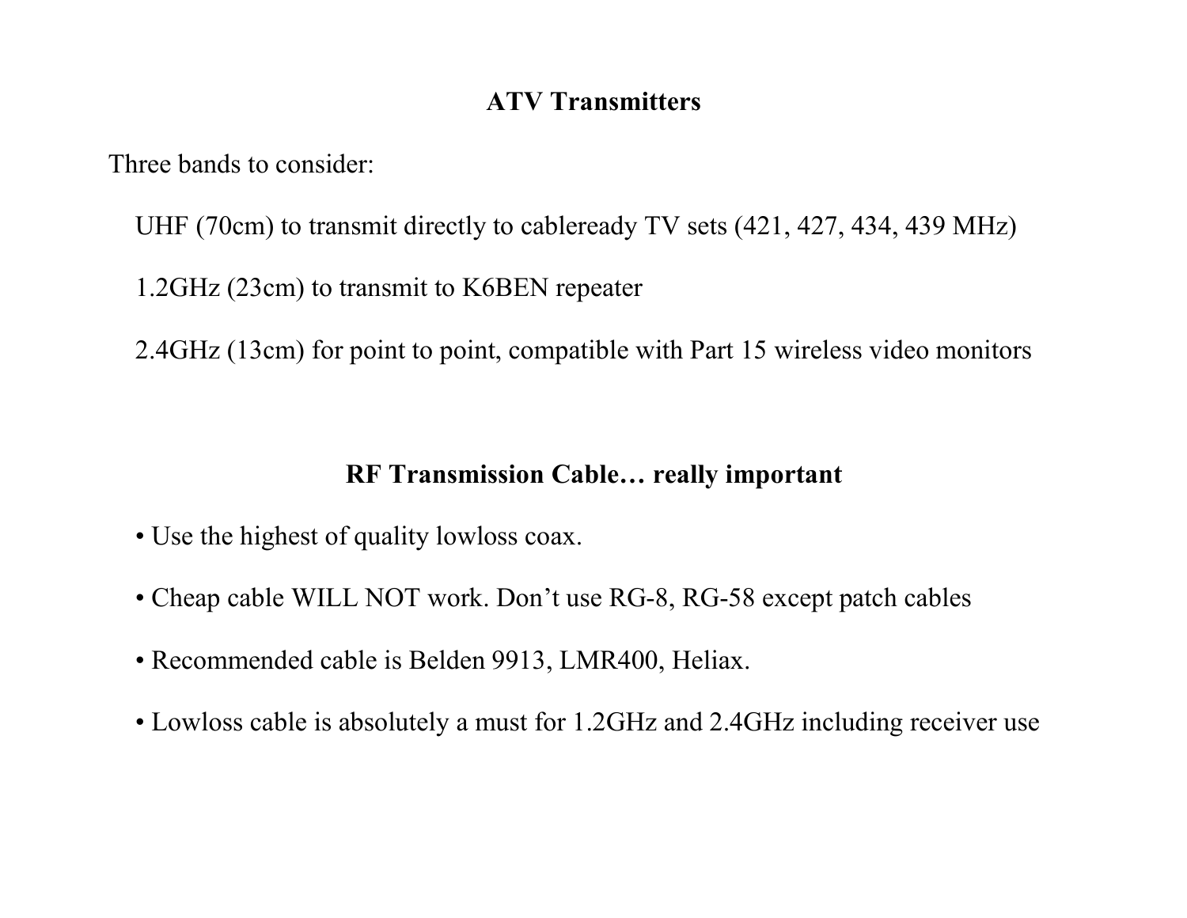## ATV Transmitters

Three bands to consider:

UHF (70cm) to transmit directly to cableready TV sets (421, 427, 434, 439 MHz)

1.2GHz (23cm) to transmit to K6BEN repeater

2.4GHz (13cm) for point to point, compatible with Part 15 wireless video monitors

## RF Transmission Cable… really important

- Use the highest of quality lowloss coax.
- Cheap cable WILL NOT work. Don't use RG-8, RG-58 except patch cables
- Recommended cable is Belden 9913, LMR400, Heliax.
- Lowloss cable is absolutely a must for 1.2GHz and 2.4GHz including receiver use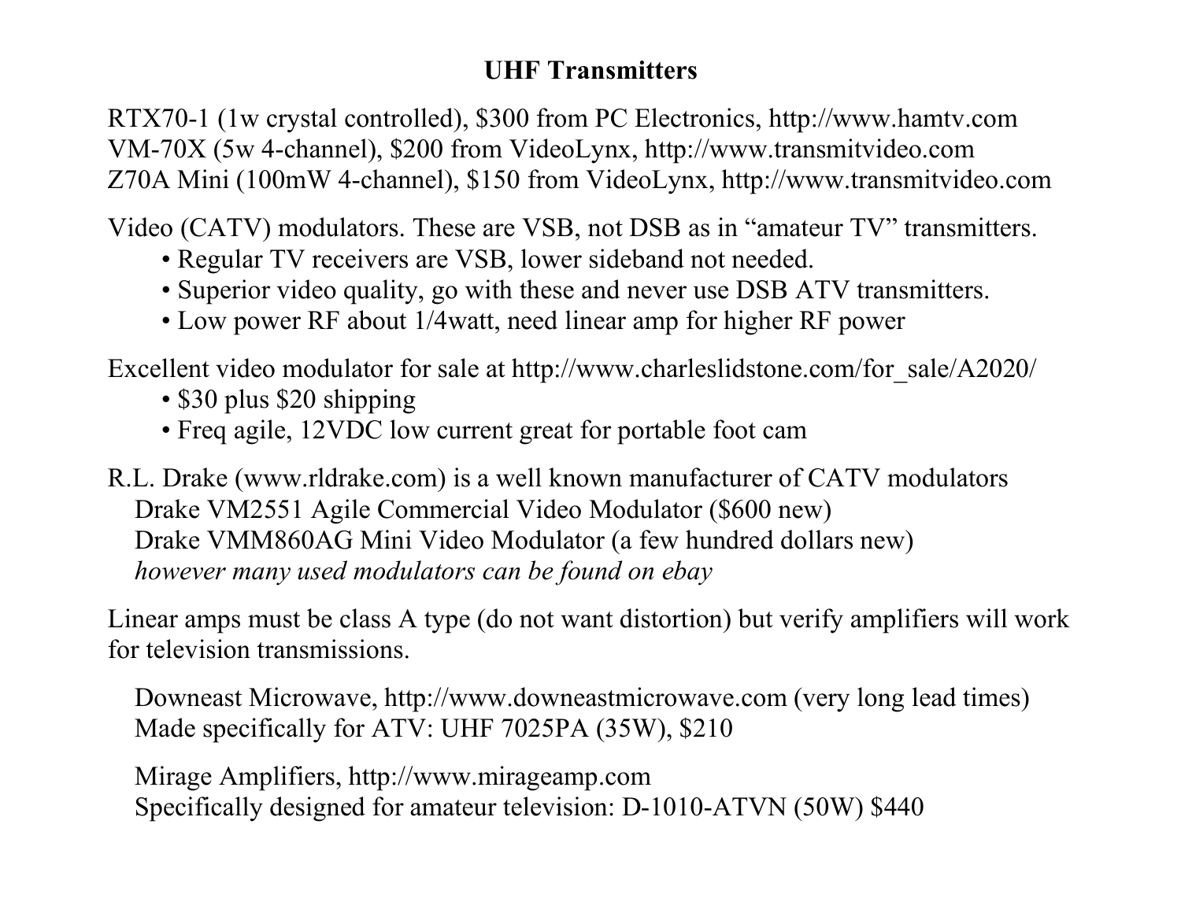# UHF Transmitters

RTX70-1 (1w crystal controlled), $300 from PC Electronics, http://www.hamtv.com
VM-70X (5w 4-channel), $200 from VideoLynx, http://www.transmitvideo.com
Z70A Mini (100mW 4-channel), $150 from VideoLynx, http://www.transmitvideo.com

Video (CATV) modulators. These are VSB, not DSB as in "amateur TV" transmitters.

- Regular TV receivers are VSB, lower sideband not needed.
- Superior video quality, go with these and never use DSB ATV transmitters.
- Low power RF about 1/4watt, need linear amp for higher RF power

Excellent video modulator for sale at http://www.charleslidstone.com/for_sale/A2020/

- $30 plus $20 shipping
- Freq agile, 12VDC low current great for portable foot cam

R.L. Drake (www.rldrake.com) is a well known manufacturer of CATV modulators
Drake VM2551 Agile Commercial Video Modulator ($600 new)
Drake VMM860AG Mini Video Modulator (a few hundred dollars new)
*however many used modulators can be found on ebay*

Linear amps must be class A type (do not want distortion) but verify amplifiers will work for television transmissions.

Downeast Microwave, http://www.downeastmicrowave.com (very long lead times)
Made specifically for ATV: UHF 7025PA (35W), $210

Mirage Amplifiers, http://www.mirageamp.com
Specifically designed for amateur television: D-1010-ATVN (50W) $440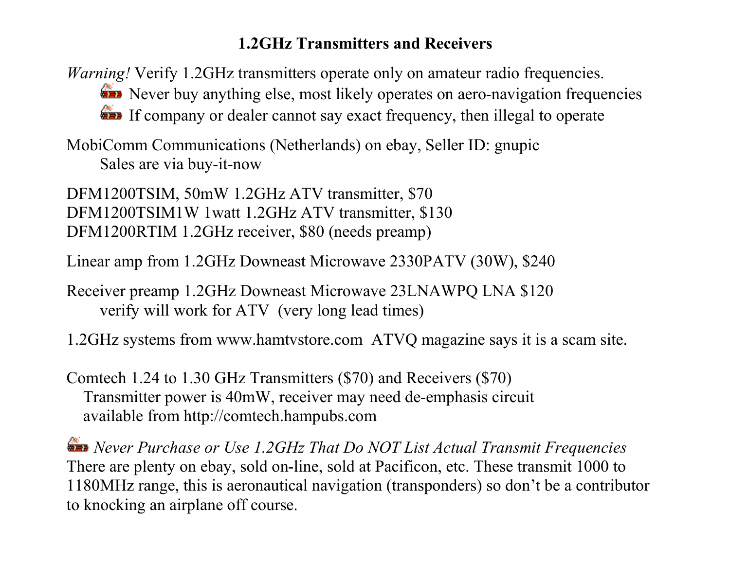# 1.2GHz Transmitters and Receivers

*Warning!* Verify 1.2GHz transmitters operate only on amateur radio frequencies.

- Never buy anything else, most likely operates on aero-navigation frequencies
- If company or dealer cannot say exact frequency, then illegal to operate

MobiComm Communications (Netherlands) on ebay, Seller ID: gnupic
Sales are via buy-it-now

DFM1200TSIM, 50mW 1.2GHz ATV transmitter, $70
DFM1200TSIM1W 1watt 1.2GHz ATV transmitter, $130
DFM1200RTIM 1.2GHz receiver, $80 (needs preamp)

Linear amp from 1.2GHz Downeast Microwave 2330PATV (30W), $240

Receiver preamp 1.2GHz Downeast Microwave 23LNAWPQ LNA $120
verify will work for ATV (very long lead times)

1.2GHz systems from www.hamtvstore.com ATVQ magazine says it is a scam site.

Comtech 1.24 to 1.30 GHz Transmitters ($70) and Receivers ($70)
Transmitter power is 40mW, receiver may need de-emphasis circuit
available from http://comtech.hampubs.com

*Never Purchase or Use 1.2GHz That Do NOT List Actual Transmit Frequencies*
There are plenty on ebay, sold on-line, sold at Pacificon, etc. These transmit 1000 to 1180MHz range, this is aeronautical navigation (transponders) so don't be a contributor to knocking an airplane off course.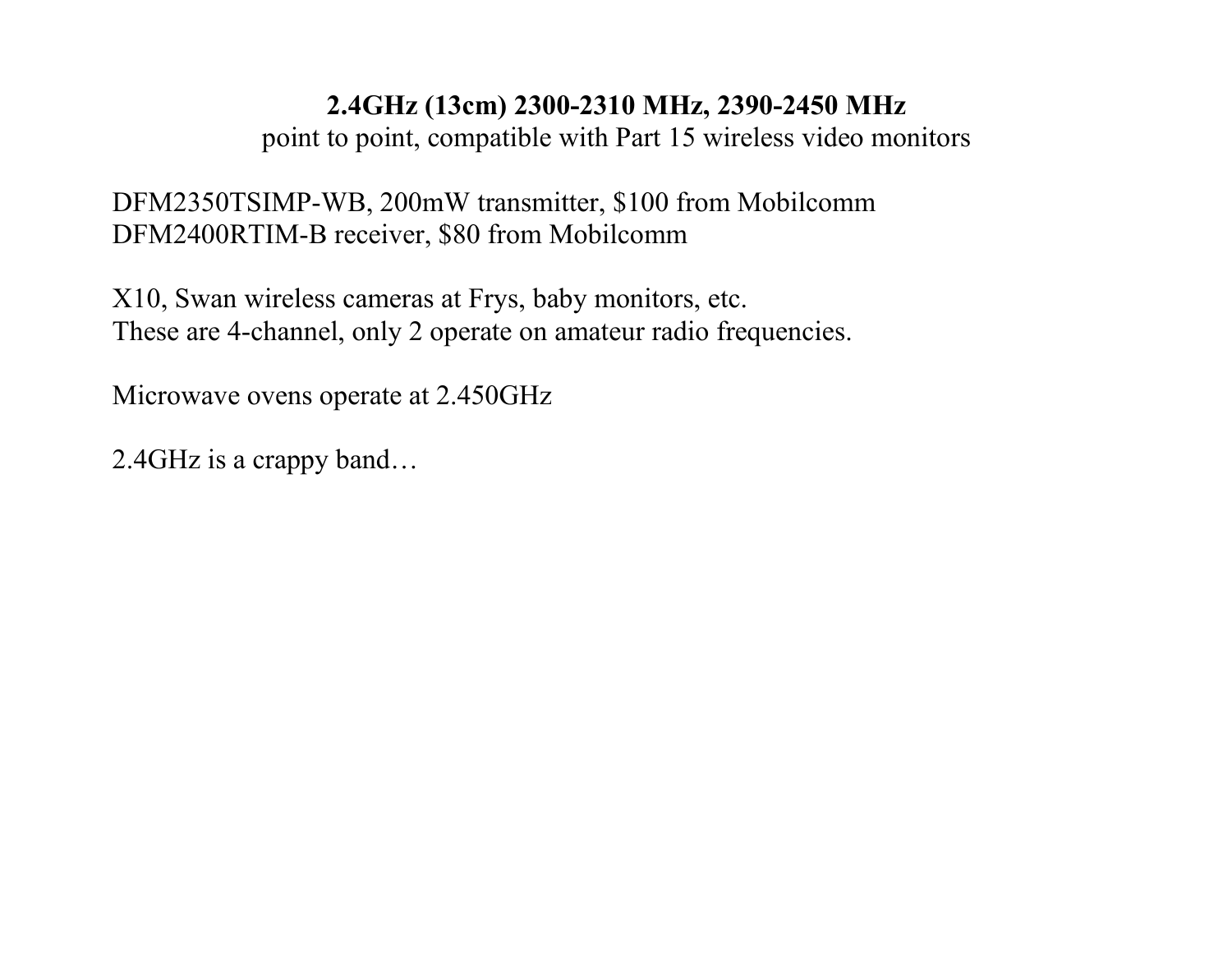**2.4GHz (13cm) 2300-2310 MHz, 2390-2450 MHz**

point to point, compatible with Part 15 wireless video monitors

DFM2350TSIMP-WB, 200mW transmitter, $100 from Mobilcomm
DFM2400RTIM-B receiver, $80 from Mobilcomm

X10, Swan wireless cameras at Frys, baby monitors, etc.
These are 4-channel, only 2 operate on amateur radio frequencies.

Microwave ovens operate at 2.450GHz

2.4GHz is a crappy band…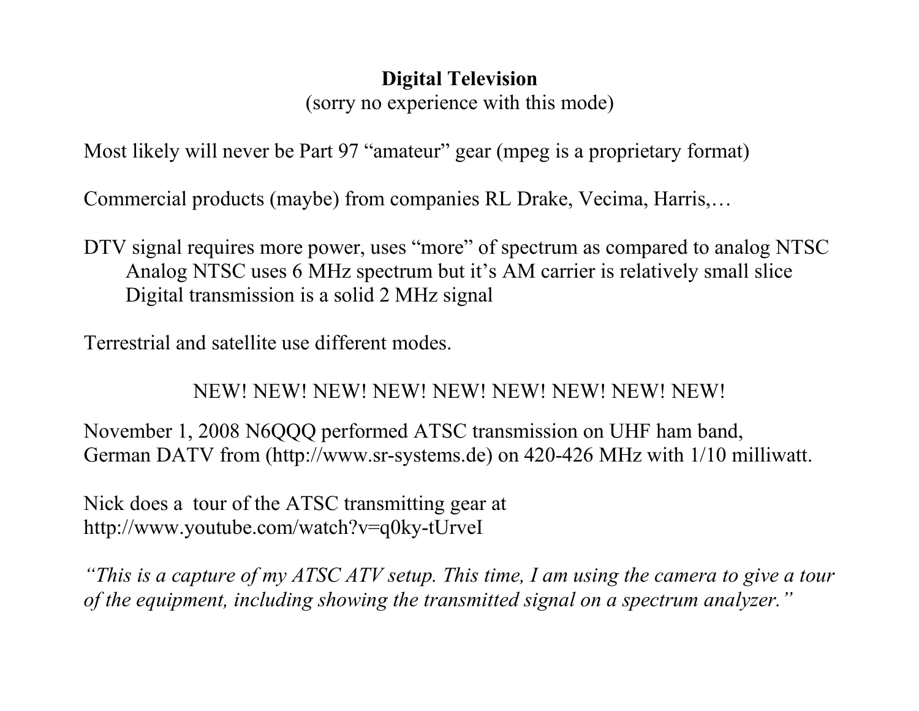## Digital Television

(sorry no experience with this mode)

Most likely will never be Part 97 “amateur” gear (mpeg is a proprietary format)

Commercial products (maybe) from companies RL Drake, Vecima, Harris,…

DTV signal requires more power, uses “more” of spectrum as compared to analog NTSC
- Analog NTSC uses 6 MHz spectrum but it’s AM carrier is relatively small slice
- Digital transmission is a solid 2 MHz signal

Terrestrial and satellite use different modes.

NEW! NEW! NEW! NEW! NEW! NEW! NEW! NEW! NEW!

November 1, 2008 N6QQQ performed ATSC transmission on UHF ham band,
German DATV from (http://www.sr-systems.de) on 420-426 MHz with 1/10 milliwatt.

Nick does a tour of the ATSC transmitting gear at
http://www.youtube.com/watch?v=q0ky-tUrveI

*“This is a capture of my ATSC ATV setup. This time, I am using the camera to give a tour of the equipment, including showing the transmitted signal on a spectrum analyzer.”*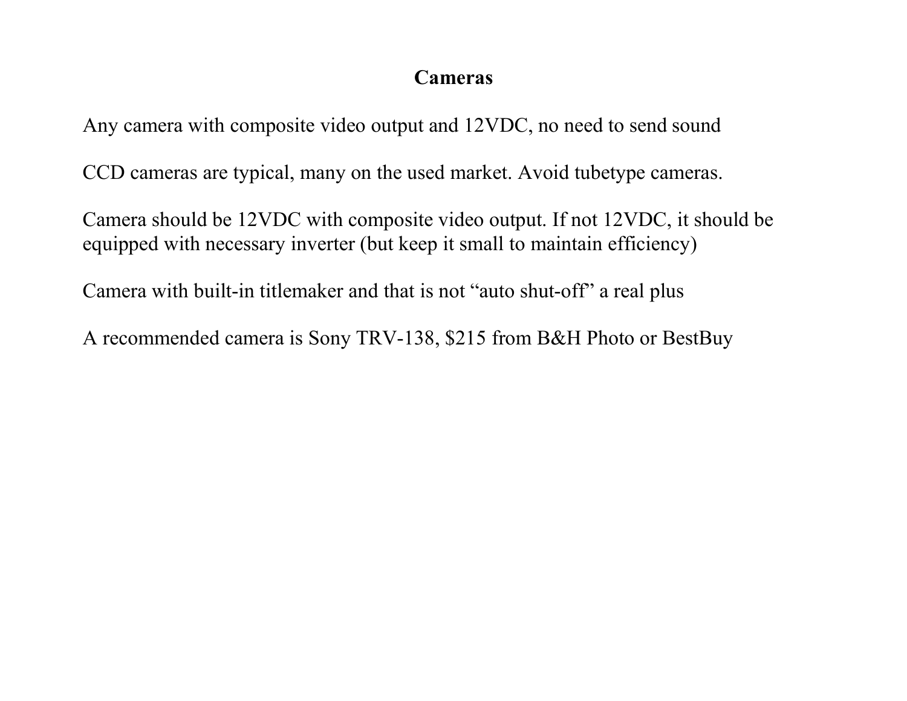# Cameras

Any camera with composite video output and 12VDC, no need to send sound

CCD cameras are typical, many on the used market. Avoid tubetype cameras.

Camera should be 12VDC with composite video output. If not 12VDC, it should be equipped with necessary inverter (but keep it small to maintain efficiency)

Camera with built-in titlemaker and that is not “auto shut-off” a real plus

A recommended camera is Sony TRV-138, $215 from B&H Photo or BestBuy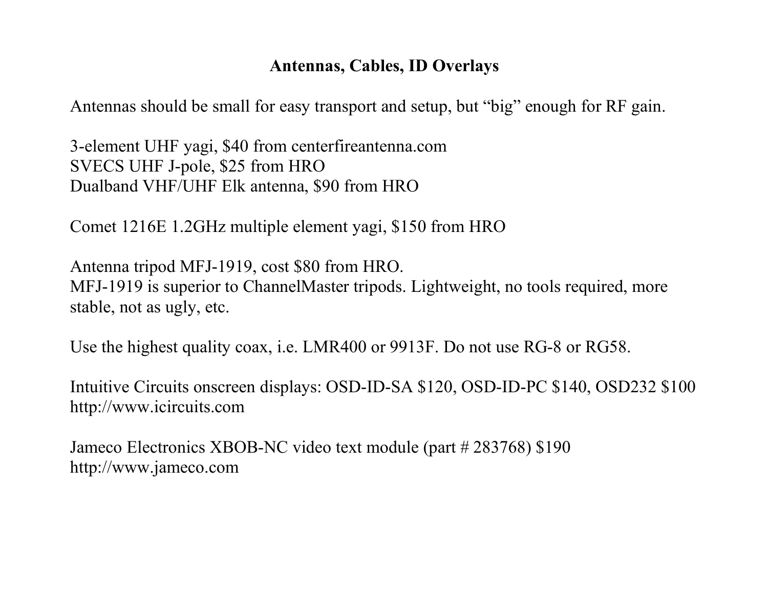## Antennas, Cables, ID Overlays

Antennas should be small for easy transport and setup, but “big” enough for RF gain.

3-element UHF yagi, $40 from centerfireantenna.com
SVECS UHF J-pole, $25 from HRO
Dualband VHF/UHF Elk antenna, $90 from HRO

Comet 1216E 1.2GHz multiple element yagi, $150 from HRO

Antenna tripod MFJ-1919, cost $80 from HRO.
MFJ-1919 is superior to ChannelMaster tripods. Lightweight, no tools required, more stable, not as ugly, etc.

Use the highest quality coax, i.e. LMR400 or 9913F. Do not use RG-8 or RG58.

Intuitive Circuits onscreen displays: OSD-ID-SA $120, OSD-ID-PC $140, OSD232 $100
http://www.icircuits.com

Jameco Electronics XBOB-NC video text module (part # 283768) $190
http://www.jameco.com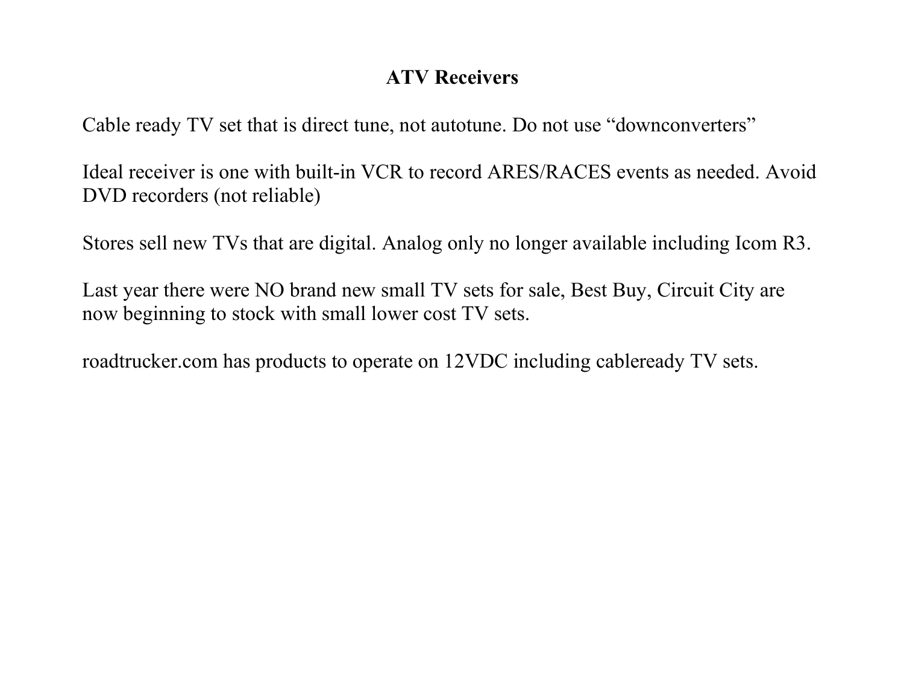# ATV Receivers

Cable ready TV set that is direct tune, not autotune. Do not use “downconverters”

Ideal receiver is one with built-in VCR to record ARES/RACES events as needed. Avoid DVD recorders (not reliable)

Stores sell new TVs that are digital. Analog only no longer available including Icom R3.

Last year there were NO brand new small TV sets for sale, Best Buy, Circuit City are now beginning to stock with small lower cost TV sets.

roadtrucker.com has products to operate on 12VDC including cableready TV sets.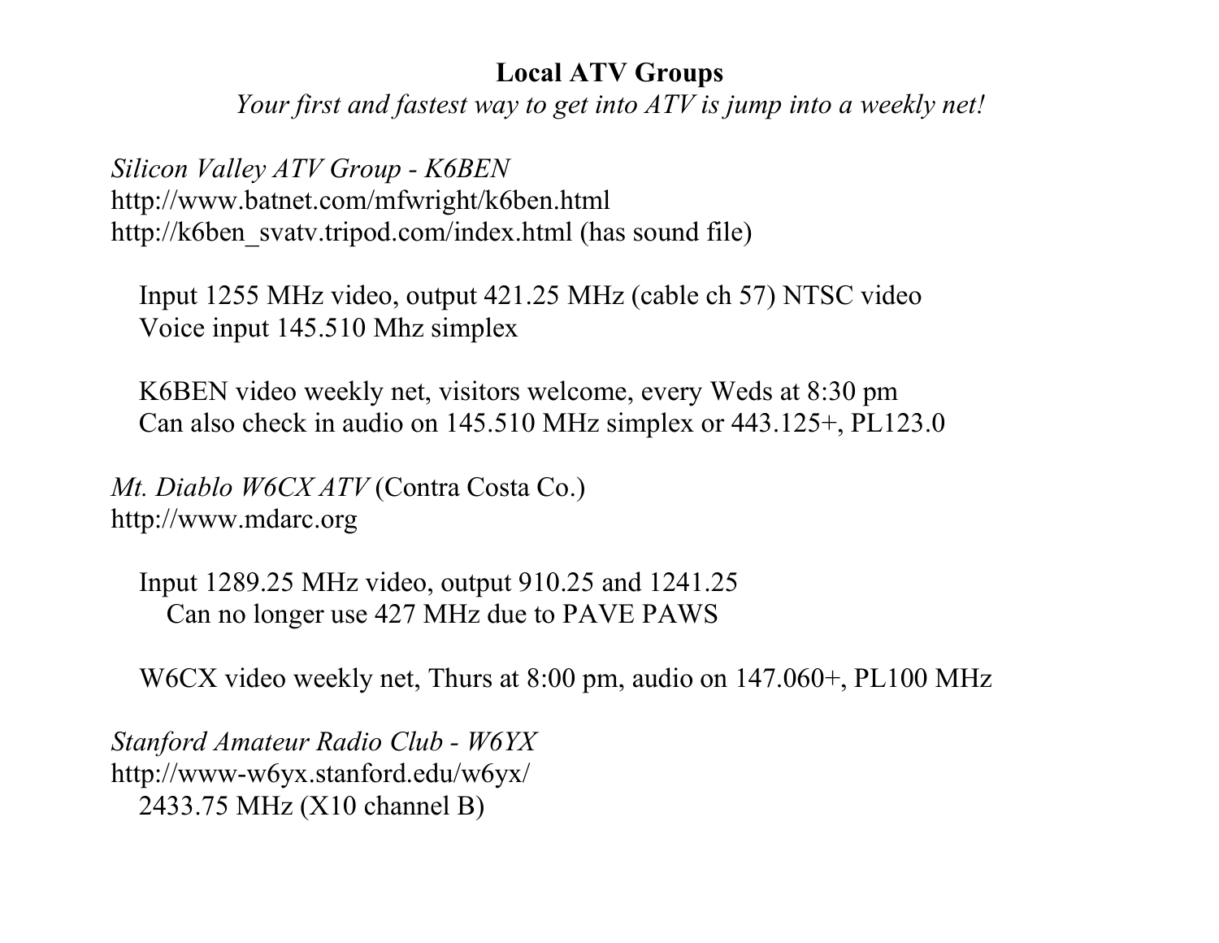## Local ATV Groups

*Your first and fastest way to get into ATV is jump into a weekly net!*

*Silicon Valley ATV Group - K6BEN*
http://www.batnet.com/mfwright/k6ben.html
http://k6ben_svatv.tripod.com/index.html (has sound file)

Input 1255 MHz video, output 421.25 MHz (cable ch 57) NTSC video
Voice input 145.510 Mhz simplex

K6BEN video weekly net, visitors welcome, every Weds at 8:30 pm
Can also check in audio on 145.510 MHz simplex or 443.125+, PL123.0

*Mt. Diablo W6CX ATV* (Contra Costa Co.)
http://www.mdarc.org

Input 1289.25 MHz video, output 910.25 and 1241.25
Can no longer use 427 MHz due to PAVE PAWS

W6CX video weekly net, Thurs at 8:00 pm, audio on 147.060+, PL100 MHz

*Stanford Amateur Radio Club - W6YX*
http://www-w6yx.stanford.edu/w6yx/
2433.75 MHz (X10 channel B)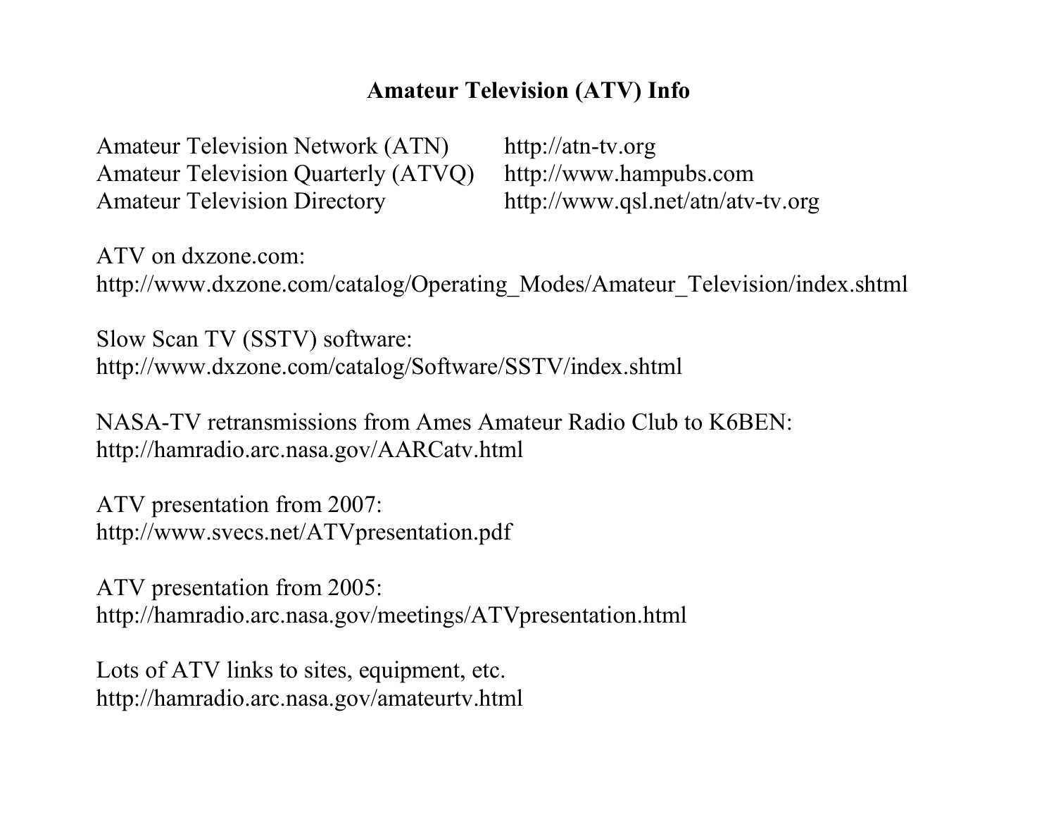# Amateur Television (ATV) Info

| | |
|---|---|
| Amateur Television Network (ATN) | http://atn-tv.org |
| Amateur Television Quarterly (ATVQ) | http://www.hampubs.com |
| Amateur Television Directory | http://www.qsl.net/atn/atv-tv.org |

ATV on dxzone.com:
http://www.dxzone.com/catalog/Operating_Modes/Amateur_Television/index.shtml

Slow Scan TV (SSTV) software:
http://www.dxzone.com/catalog/Software/SSTV/index.shtml

NASA-TV retransmissions from Ames Amateur Radio Club to K6BEN:
http://hamradio.arc.nasa.gov/AARCatv.html

ATV presentation from 2007:
http://www.svecs.net/ATVpresentation.pdf

ATV presentation from 2005:
http://hamradio.arc.nasa.gov/meetings/ATVpresentation.html

Lots of ATV links to sites, equipment, etc.
http://hamradio.arc.nasa.gov/amateurtv.html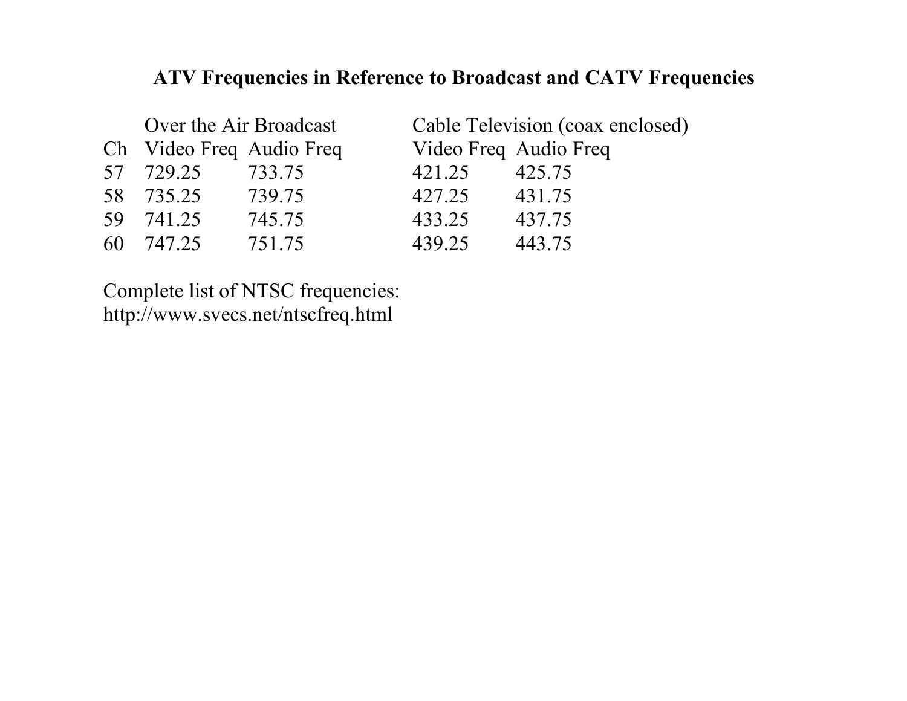# ATV Frequencies in Reference to Broadcast and CATV Frequencies

| | Over the Air Broadcast | | Cable Television (coax enclosed) | |
|---|---|---|---|---|
| Ch | Video Freq | Audio Freq | Video Freq | Audio Freq |
| 57 | 729.25 | 733.75 | 421.25 | 425.75 |
| 58 | 735.25 | 739.75 | 427.25 | 431.75 |
| 59 | 741.25 | 745.75 | 433.25 | 437.75 |
| 60 | 747.25 | 751.75 | 439.25 | 443.75 |

Complete list of NTSC frequencies:
http://www.svecs.net/ntscfreq.html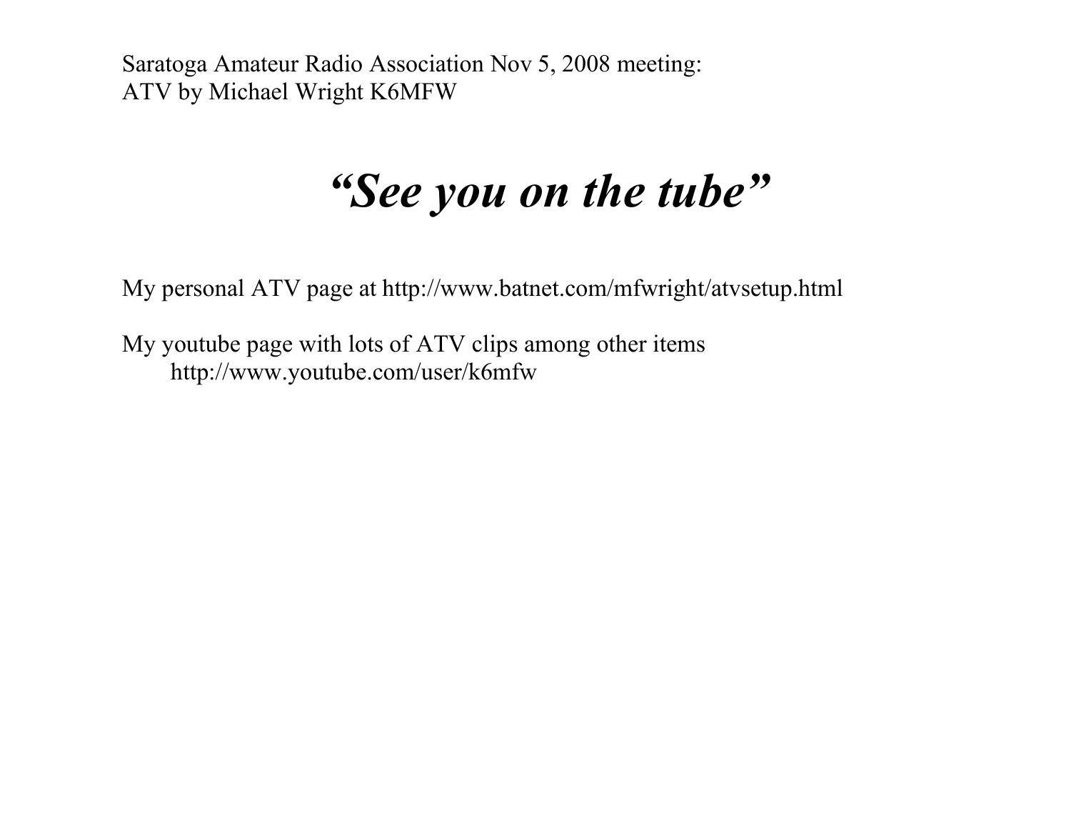Saratoga Amateur Radio Association Nov 5, 2008 meeting:
ATV by Michael Wright K6MFW

# ***"See you on the tube"***

My personal ATV page at http://www.batnet.com/mfwright/atvsetup.html

My youtube page with lots of ATV clips among other items
http://www.youtube.com/user/k6mfw